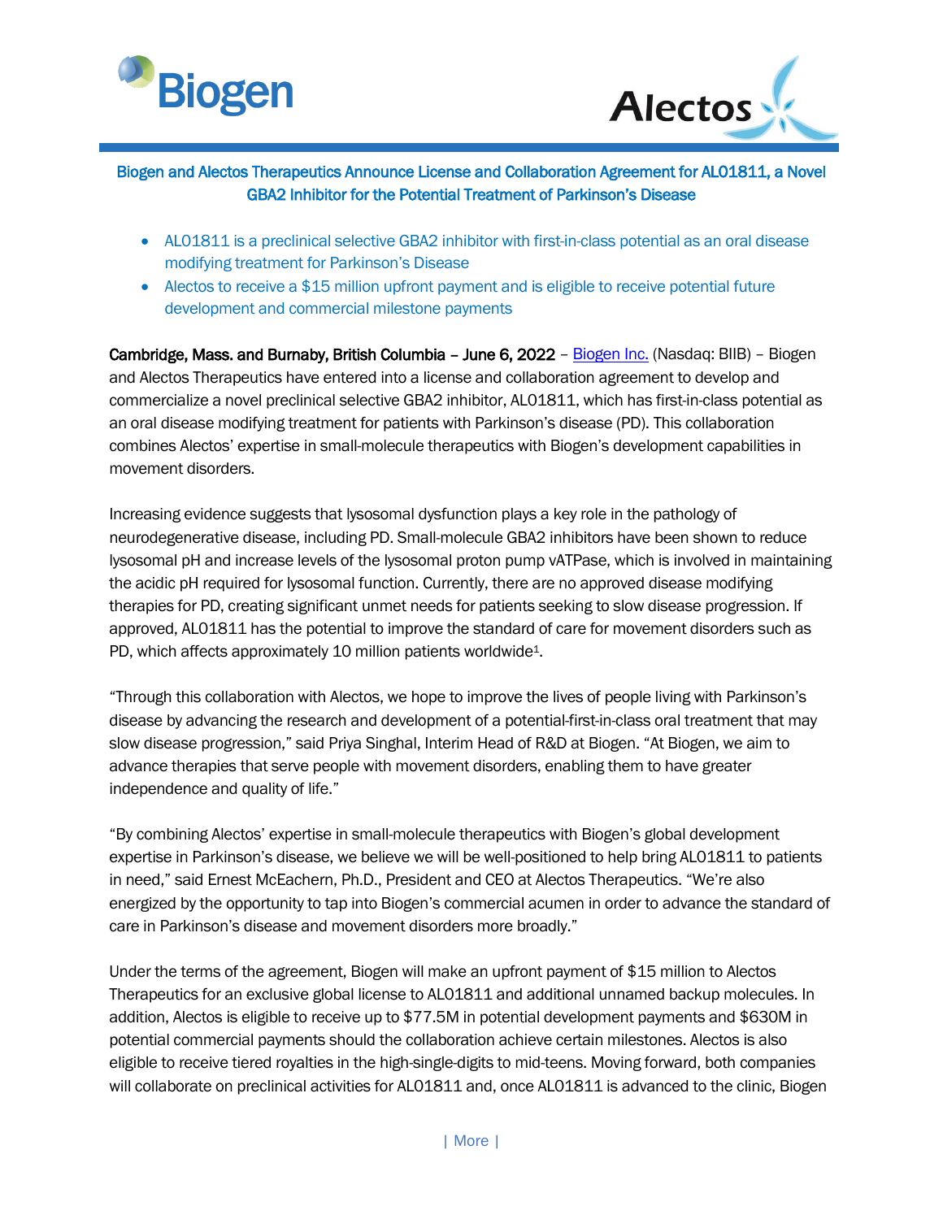## Biogen and Alectos Therapeutics Announce License and Collaboration Agreement for AL01811, a Novel GBA2 Inhibitor for the Potential Treatment of Parkinson's Disease

- AL01811 is a preclinical selective GBA2 inhibitor with first-in-class potential as an oral disease modifying treatment for Parkinson's Disease
- Alectos to receive a $15 million upfront payment and is eligible to receive potential future development and commercial milestone payments

**Cambridge, Mass. and Burnaby, British Columbia – June 6, 2022** – Biogen Inc. (Nasdaq: BIIB) – Biogen and Alectos Therapeutics have entered into a license and collaboration agreement to develop and commercialize a novel preclinical selective GBA2 inhibitor, AL01811, which has first-in-class potential as an oral disease modifying treatment for patients with Parkinson's disease (PD). This collaboration combines Alectos' expertise in small-molecule therapeutics with Biogen's development capabilities in movement disorders.

Increasing evidence suggests that lysosomal dysfunction plays a key role in the pathology of neurodegenerative disease, including PD. Small-molecule GBA2 inhibitors have been shown to reduce lysosomal pH and increase levels of the lysosomal proton pump vATPase, which is involved in maintaining the acidic pH required for lysosomal function. Currently, there are no approved disease modifying therapies for PD, creating significant unmet needs for patients seeking to slow disease progression. If approved, AL01811 has the potential to improve the standard of care for movement disorders such as PD, which affects approximately 10 million patients worldwide[1].

"Through this collaboration with Alectos, we hope to improve the lives of people living with Parkinson's disease by advancing the research and development of a potential-first-in-class oral treatment that may slow disease progression," said Priya Singhal, Interim Head of R&D at Biogen. "At Biogen, we aim to advance therapies that serve people with movement disorders, enabling them to have greater independence and quality of life."

"By combining Alectos' expertise in small-molecule therapeutics with Biogen's global development expertise in Parkinson's disease, we believe we will be well-positioned to help bring AL01811 to patients in need," said Ernest McEachern, Ph.D., President and CEO at Alectos Therapeutics. "We're also energized by the opportunity to tap into Biogen's commercial acumen in order to advance the standard of care in Parkinson's disease and movement disorders more broadly."

Under the terms of the agreement, Biogen will make an upfront payment of $15 million to Alectos Therapeutics for an exclusive global license to AL01811 and additional unnamed backup molecules. In addition, Alectos is eligible to receive up to $77.5M in potential development payments and $630M in potential commercial payments should the collaboration achieve certain milestones. Alectos is also eligible to receive tiered royalties in the high-single-digits to mid-teens. Moving forward, both companies will collaborate on preclinical activities for AL01811 and, once AL01811 is advanced to the clinic, Biogen

| More |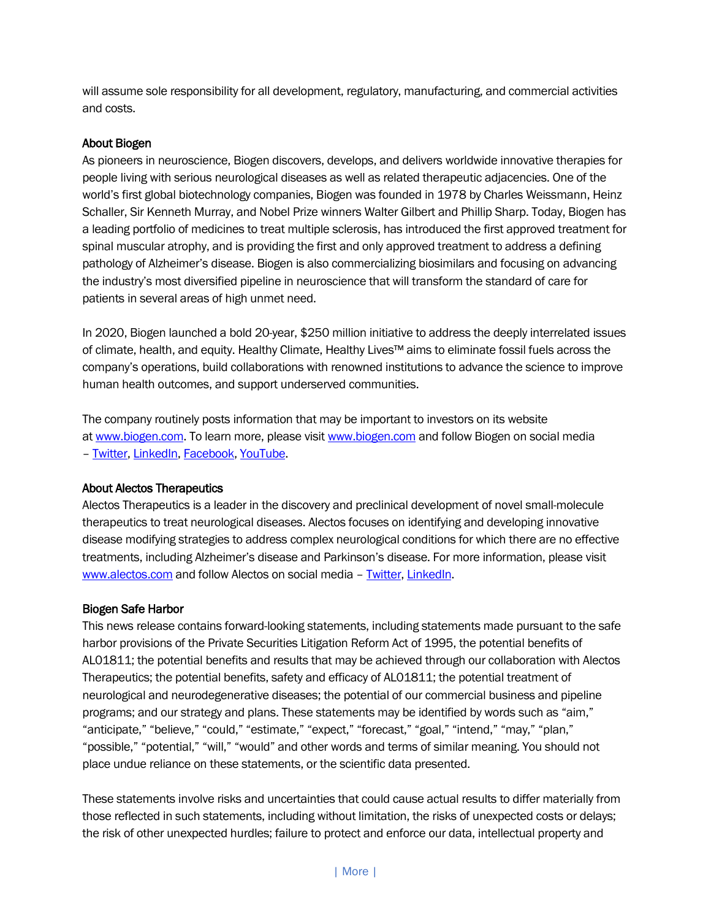will assume sole responsibility for all development, regulatory, manufacturing, and commercial activities and costs.

## About Biogen

As pioneers in neuroscience, Biogen discovers, develops, and delivers worldwide innovative therapies for people living with serious neurological diseases as well as related therapeutic adjacencies. One of the world's first global biotechnology companies, Biogen was founded in 1978 by Charles Weissmann, Heinz Schaller, Sir Kenneth Murray, and Nobel Prize winners Walter Gilbert and Phillip Sharp. Today, Biogen has a leading portfolio of medicines to treat multiple sclerosis, has introduced the first approved treatment for spinal muscular atrophy, and is providing the first and only approved treatment to address a defining pathology of Alzheimer's disease. Biogen is also commercializing biosimilars and focusing on advancing the industry's most diversified pipeline in neuroscience that will transform the standard of care for patients in several areas of high unmet need.

In 2020, Biogen launched a bold 20-year, $250 million initiative to address the deeply interrelated issues of climate, health, and equity. Healthy Climate, Healthy Lives™ aims to eliminate fossil fuels across the company's operations, build collaborations with renowned institutions to advance the science to improve human health outcomes, and support underserved communities.

The company routinely posts information that may be important to investors on its website at www.biogen.com. To learn more, please visit www.biogen.com and follow Biogen on social media – Twitter, LinkedIn, Facebook, YouTube.

## About Alectos Therapeutics

Alectos Therapeutics is a leader in the discovery and preclinical development of novel small-molecule therapeutics to treat neurological diseases. Alectos focuses on identifying and developing innovative disease modifying strategies to address complex neurological conditions for which there are no effective treatments, including Alzheimer's disease and Parkinson's disease. For more information, please visit www.alectos.com and follow Alectos on social media – Twitter, LinkedIn.

## Biogen Safe Harbor

This news release contains forward-looking statements, including statements made pursuant to the safe harbor provisions of the Private Securities Litigation Reform Act of 1995, the potential benefits of AL01811; the potential benefits and results that may be achieved through our collaboration with Alectos Therapeutics; the potential benefits, safety and efficacy of AL01811; the potential treatment of neurological and neurodegenerative diseases; the potential of our commercial business and pipeline programs; and our strategy and plans. These statements may be identified by words such as "aim," "anticipate," "believe," "could," "estimate," "expect," "forecast," "goal," "intend," "may," "plan," "possible," "potential," "will," "would" and other words and terms of similar meaning. You should not place undue reliance on these statements, or the scientific data presented.

These statements involve risks and uncertainties that could cause actual results to differ materially from those reflected in such statements, including without limitation, the risks of unexpected costs or delays; the risk of other unexpected hurdles; failure to protect and enforce our data, intellectual property and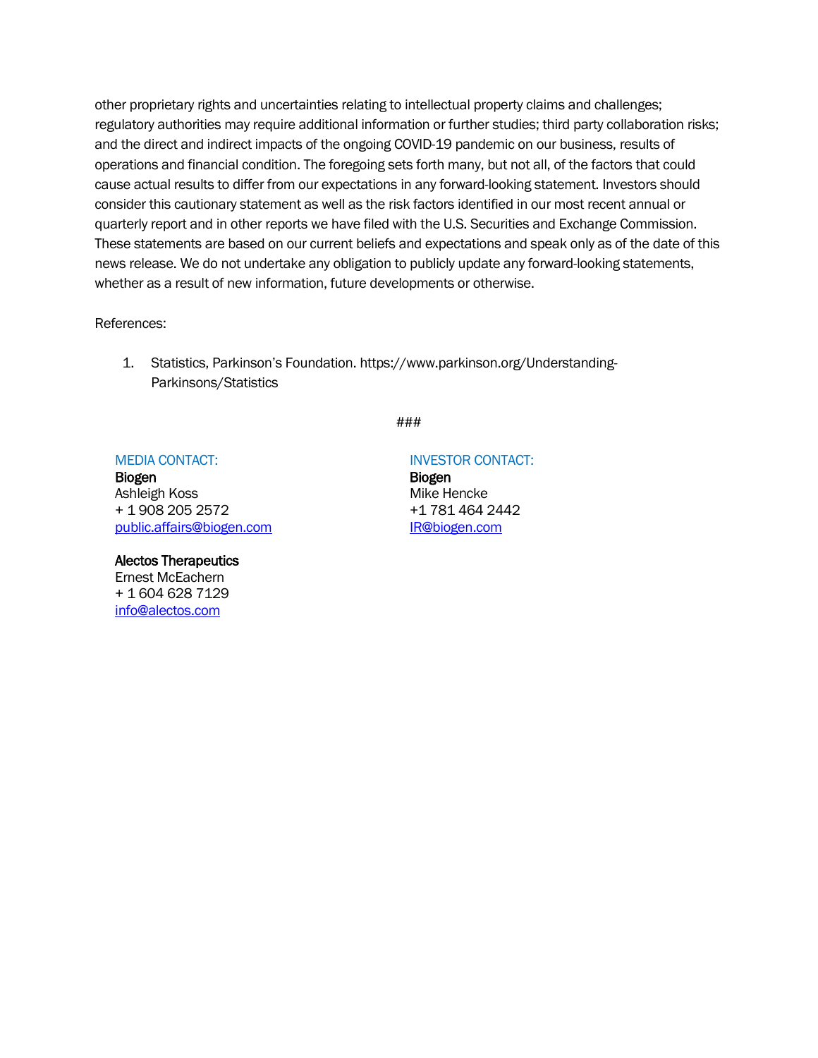other proprietary rights and uncertainties relating to intellectual property claims and challenges; regulatory authorities may require additional information or further studies; third party collaboration risks; and the direct and indirect impacts of the ongoing COVID-19 pandemic on our business, results of operations and financial condition. The foregoing sets forth many, but not all, of the factors that could cause actual results to differ from our expectations in any forward-looking statement. Investors should consider this cautionary statement as well as the risk factors identified in our most recent annual or quarterly report and in other reports we have filed with the U.S. Securities and Exchange Commission. These statements are based on our current beliefs and expectations and speak only as of the date of this news release. We do not undertake any obligation to publicly update any forward-looking statements, whether as a result of new information, future developments or otherwise.

References:

1. Statistics, Parkinson's Foundation. https://www.parkinson.org/Understanding-Parkinsons/Statistics

###

MEDIA CONTACT:
**Biogen**
Ashleigh Koss
+ 1 908 205 2572
public.affairs@biogen.com

**Alectos Therapeutics**
Ernest McEachern
+ 1 604 628 7129
info@alectos.com

INVESTOR CONTACT:
**Biogen**
Mike Hencke
+1 781 464 2442
IR@biogen.com